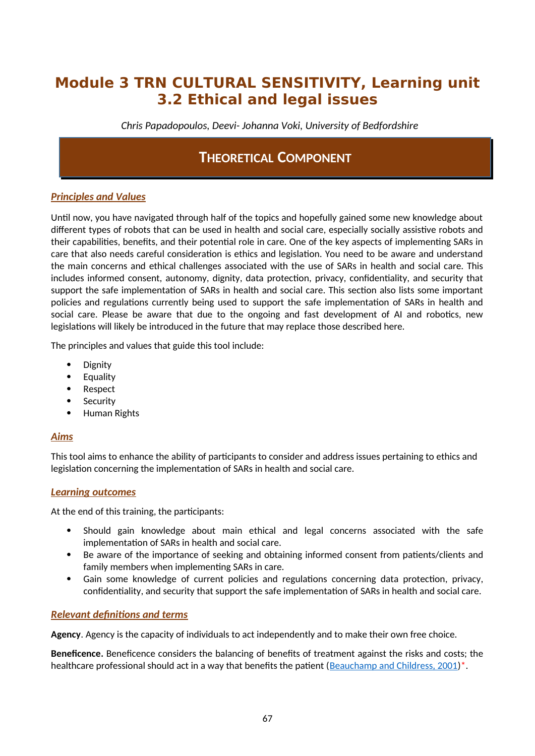# Module 3 TRN CULTURAL SENSITIVITY, Learning unit 3.2 Ethical and legal issues

*Chris Papadopoulos, Deevi- Johanna Voki, University of Bedfordshire*

## THEORETICAL COMPONENT

### ***Principles and Values***

Until now, you have navigated through half of the topics and hopefully gained some new knowledge about different types of robots that can be used in health and social care, especially socially assistive robots and their capabilities, benefits, and their potential role in care. One of the key aspects of implementing SARs in care that also needs careful consideration is ethics and legislation. You need to be aware and understand the main concerns and ethical challenges associated with the use of SARs in health and social care. This includes informed consent, autonomy, dignity, data protection, privacy, confidentiality, and security that support the safe implementation of SARs in health and social care. This section also lists some important policies and regulations currently being used to support the safe implementation of SARs in health and social care. Please be aware that due to the ongoing and fast development of AI and robotics, new legislations will likely be introduced in the future that may replace those described here.

The principles and values that guide this tool include:

- Dignity
- Equality
- Respect
- Security
- Human Rights

### ***Aims***

This tool aims to enhance the ability of participants to consider and address issues pertaining to ethics and legislation concerning the implementation of SARs in health and social care.

### ***Learning outcomes***

At the end of this training, the participants:

- Should gain knowledge about main ethical and legal concerns associated with the safe implementation of SARs in health and social care.
- Be aware of the importance of seeking and obtaining informed consent from patients/clients and family members when implementing SARs in care.
- Gain some knowledge of current policies and regulations concerning data protection, privacy, confidentiality, and security that support the safe implementation of SARs in health and social care.

### ***Relevant definitions and terms***

**Agency**. Agency is the capacity of individuals to act independently and to make their own free choice.

**Beneficence.** Beneficence considers the balancing of benefits of treatment against the risks and costs; the healthcare professional should act in a way that benefits the patient (Beauchamp and Childress, 2001)*.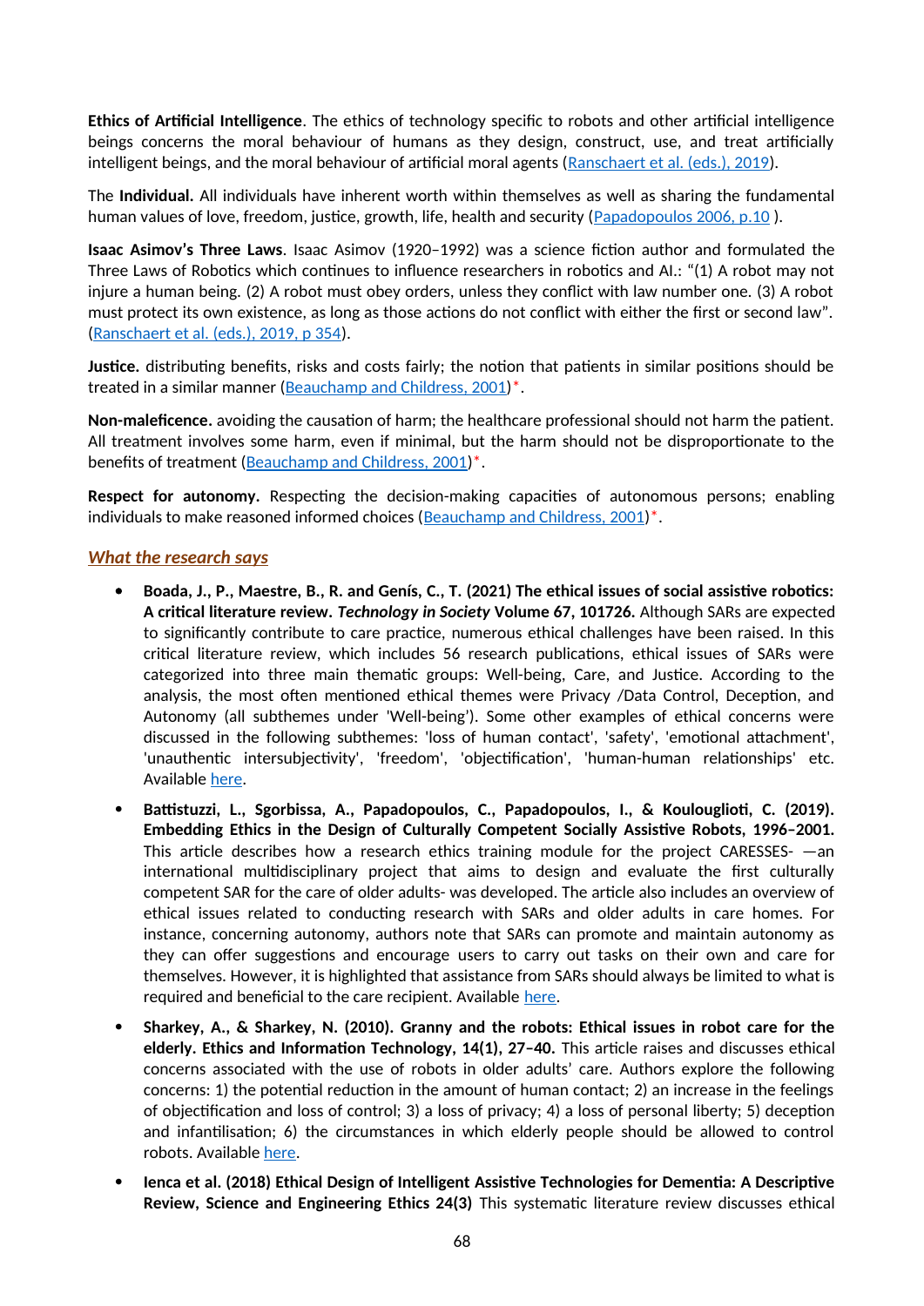**Ethics of Artificial Intelligence**. The ethics of technology specific to robots and other artificial intelligence beings concerns the moral behaviour of humans as they design, construct, use, and treat artificially intelligent beings, and the moral behaviour of artificial moral agents (Ranschaert et al. (eds.), 2019).

The **Individual.** All individuals have inherent worth within themselves as well as sharing the fundamental human values of love, freedom, justice, growth, life, health and security (Papadopoulos 2006, p.10 ).

**Isaac Asimov's Three Laws**. Isaac Asimov (1920–1992) was a science fiction author and formulated the Three Laws of Robotics which continues to influence researchers in robotics and AI.: "(1) A robot may not injure a human being. (2) A robot must obey orders, unless they conflict with law number one. (3) A robot must protect its own existence, as long as those actions do not conflict with either the first or second law". (Ranschaert et al. (eds.), 2019, p 354).

**Justice.** distributing benefits, risks and costs fairly; the notion that patients in similar positions should be treated in a similar manner (Beauchamp and Childress, 2001)*.

**Non-maleficence.** avoiding the causation of harm; the healthcare professional should not harm the patient. All treatment involves some harm, even if minimal, but the harm should not be disproportionate to the benefits of treatment (Beauchamp and Childress, 2001)*.

**Respect for autonomy.** Respecting the decision-making capacities of autonomous persons; enabling individuals to make reasoned informed choices (Beauchamp and Childress, 2001)*.

## ***What the research says***

- **Boada, J., P., Maestre, B., R. and Genís, C., T. (2021) The ethical issues of social assistive robotics: A critical literature review. *Technology in Society* Volume 67, 101726.** Although SARs are expected to significantly contribute to care practice, numerous ethical challenges have been raised. In this critical literature review, which includes 56 research publications, ethical issues of SARs were categorized into three main thematic groups: Well-being, Care, and Justice. According to the analysis, the most often mentioned ethical themes were Privacy /Data Control, Deception, and Autonomy (all subthemes under 'Well-being'). Some other examples of ethical concerns were discussed in the following subthemes: 'loss of human contact', 'safety', 'emotional attachment', 'unauthentic intersubjectivity', 'freedom', 'objectification', 'human-human relationships' etc. Available here.
- **Battistuzzi, L., Sgorbissa, A., Papadopoulos, C., Papadopoulos, I., & Kouloulgioti, C. (2019). Embedding Ethics in the Design of Culturally Competent Socially Assistive Robots, 1996–2001.** This article describes how a research ethics training module for the project CARESSES- —an international multidisciplinary project that aims to design and evaluate the first culturally competent SAR for the care of older adults- was developed. The article also includes an overview of ethical issues related to conducting research with SARs and older adults in care homes. For instance, concerning autonomy, authors note that SARs can promote and maintain autonomy as they can offer suggestions and encourage users to carry out tasks on their own and care for themselves. However, it is highlighted that assistance from SARs should always be limited to what is required and beneficial to the care recipient. Available here.
- **Sharkey, A., & Sharkey, N. (2010). Granny and the robots: Ethical issues in robot care for the elderly. Ethics and Information Technology, 14(1), 27–40.** This article raises and discusses ethical concerns associated with the use of robots in older adults' care. Authors explore the following concerns: 1) the potential reduction in the amount of human contact; 2) an increase in the feelings of objectification and loss of control; 3) a loss of privacy; 4) a loss of personal liberty; 5) deception and infantilisation; 6) the circumstances in which elderly people should be allowed to control robots. Available here.
- **Ienca et al. (2018) Ethical Design of Intelligent Assistive Technologies for Dementia: A Descriptive Review, Science and Engineering Ethics 24(3)** This systematic literature review discusses ethical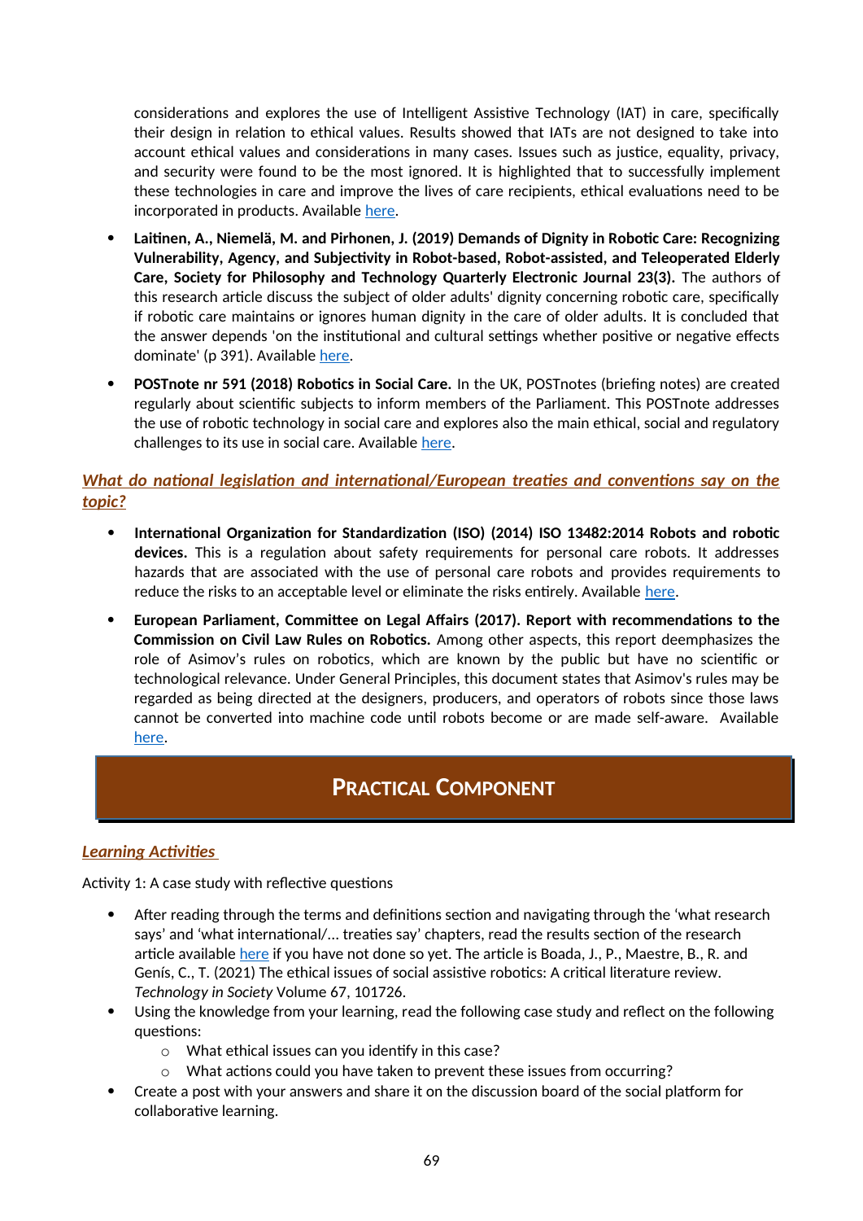considerations and explores the use of Intelligent Assistive Technology (IAT) in care, specifically their design in relation to ethical values. Results showed that IATs are not designed to take into account ethical values and considerations in many cases. Issues such as justice, equality, privacy, and security were found to be the most ignored. It is highlighted that to successfully implement these technologies in care and improve the lives of care recipients, ethical evaluations need to be incorporated in products. Available here.

- **Laitinen, A., Niemelä, M. and Pirhonen, J. (2019) Demands of Dignity in Robotic Care: Recognizing Vulnerability, Agency, and Subjectivity in Robot-based, Robot-assisted, and Teleoperated Elderly Care, Society for Philosophy and Technology Quarterly Electronic Journal 23(3).** The authors of this research article discuss the subject of older adults' dignity concerning robotic care, specifically if robotic care maintains or ignores human dignity in the care of older adults. It is concluded that the answer depends 'on the institutional and cultural settings whether positive or negative effects dominate' (p 391). Available here.
- **POSTnote nr 591 (2018) Robotics in Social Care.** In the UK, POSTnotes (briefing notes) are created regularly about scientific subjects to inform members of the Parliament. This POSTnote addresses the use of robotic technology in social care and explores also the main ethical, social and regulatory challenges to its use in social care. Available here.

### *What do national legislation and international/European treaties and conventions say on the topic?*

- **International Organization for Standardization (ISO) (2014) ISO 13482:2014 Robots and robotic devices.** This is a regulation about safety requirements for personal care robots. It addresses hazards that are associated with the use of personal care robots and provides requirements to reduce the risks to an acceptable level or eliminate the risks entirely. Available here.
- **European Parliament, Committee on Legal Affairs (2017). Report with recommendations to the Commission on Civil Law Rules on Robotics.** Among other aspects, this report deemphasizes the role of Asimov's rules on robotics, which are known by the public but have no scientific or technological relevance. Under General Principles, this document states that Asimov's rules may be regarded as being directed at the designers, producers, and operators of robots since those laws cannot be converted into machine code until robots become or are made self-aware. Available here.

## PRACTICAL COMPONENT

### *Learning Activities*

Activity 1: A case study with reflective questions

- After reading through the terms and definitions section and navigating through the 'what research says' and 'what international/... treaties say' chapters, read the results section of the research article available here if you have not done so yet. The article is Boada, J., P., Maestre, B., R. and Genís, C., T. (2021) The ethical issues of social assistive robotics: A critical literature review. *Technology in Society* Volume 67, 101726.
- Using the knowledge from your learning, read the following case study and reflect on the following questions:
    - What ethical issues can you identify in this case?
    - What actions could you have taken to prevent these issues from occurring?
- Create a post with your answers and share it on the discussion board of the social platform for collaborative learning.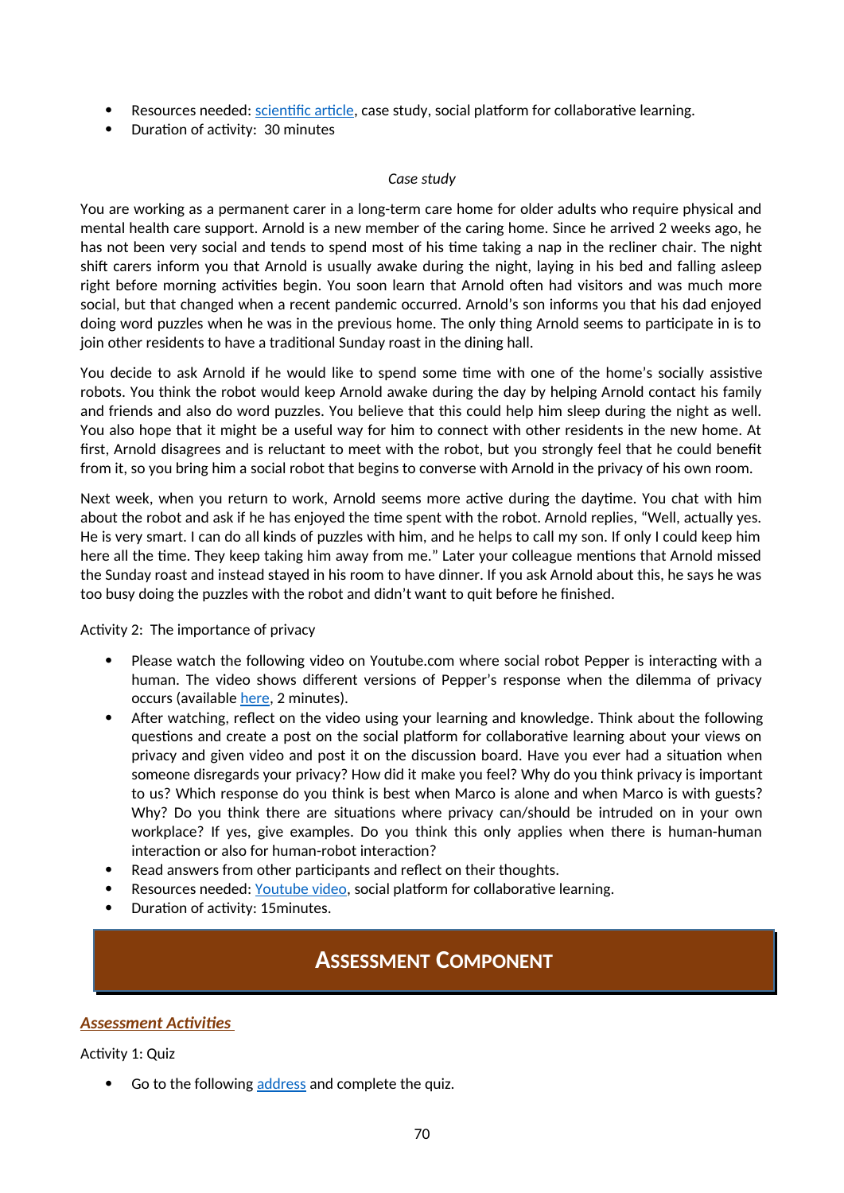- Resources needed: scientific article, case study, social platform for collaborative learning.
- Duration of activity:  30 minutes

*Case study*

You are working as a permanent carer in a long-term care home for older adults who require physical and mental health care support. Arnold is a new member of the caring home. Since he arrived 2 weeks ago, he has not been very social and tends to spend most of his time taking a nap in the recliner chair. The night shift carers inform you that Arnold is usually awake during the night, laying in his bed and falling asleep right before morning activities begin. You soon learn that Arnold often had visitors and was much more social, but that changed when a recent pandemic occurred. Arnold's son informs you that his dad enjoyed doing word puzzles when he was in the previous home. The only thing Arnold seems to participate in is to join other residents to have a traditional Sunday roast in the dining hall.

You decide to ask Arnold if he would like to spend some time with one of the home's socially assistive robots. You think the robot would keep Arnold awake during the day by helping Arnold contact his family and friends and also do word puzzles. You believe that this could help him sleep during the night as well. You also hope that it might be a useful way for him to connect with other residents in the new home. At first, Arnold disagrees and is reluctant to meet with the robot, but you strongly feel that he could benefit from it, so you bring him a social robot that begins to converse with Arnold in the privacy of his own room.

Next week, when you return to work, Arnold seems more active during the daytime. You chat with him about the robot and ask if he has enjoyed the time spent with the robot. Arnold replies, "Well, actually yes. He is very smart. I can do all kinds of puzzles with him, and he helps to call my son. If only I could keep him here all the time. They keep taking him away from me." Later your colleague mentions that Arnold missed the Sunday roast and instead stayed in his room to have dinner. If you ask Arnold about this, he says he was too busy doing the puzzles with the robot and didn't want to quit before he finished.

Activity 2:  The importance of privacy

- Please watch the following video on Youtube.com where social robot Pepper is interacting with a human. The video shows different versions of Pepper's response when the dilemma of privacy occurs (available here, 2 minutes).
- After watching, reflect on the video using your learning and knowledge. Think about the following questions and create a post on the social platform for collaborative learning about your views on privacy and given video and post it on the discussion board. Have you ever had a situation when someone disregards your privacy? How did it make you feel? Why do you think privacy is important to us? Which response do you think is best when Marco is alone and when Marco is with guests? Why? Do you think there are situations where privacy can/should be intruded on in your own workplace? If yes, give examples. Do you think this only applies when there is human-human interaction or also for human-robot interaction?
- Read answers from other participants and reflect on their thoughts.
- Resources needed: Youtube video, social platform for collaborative learning.
- Duration of activity: 15minutes.

## Assessment Component

### *Assessment Activities*

Activity 1: Quiz

- Go to the following address and complete the quiz.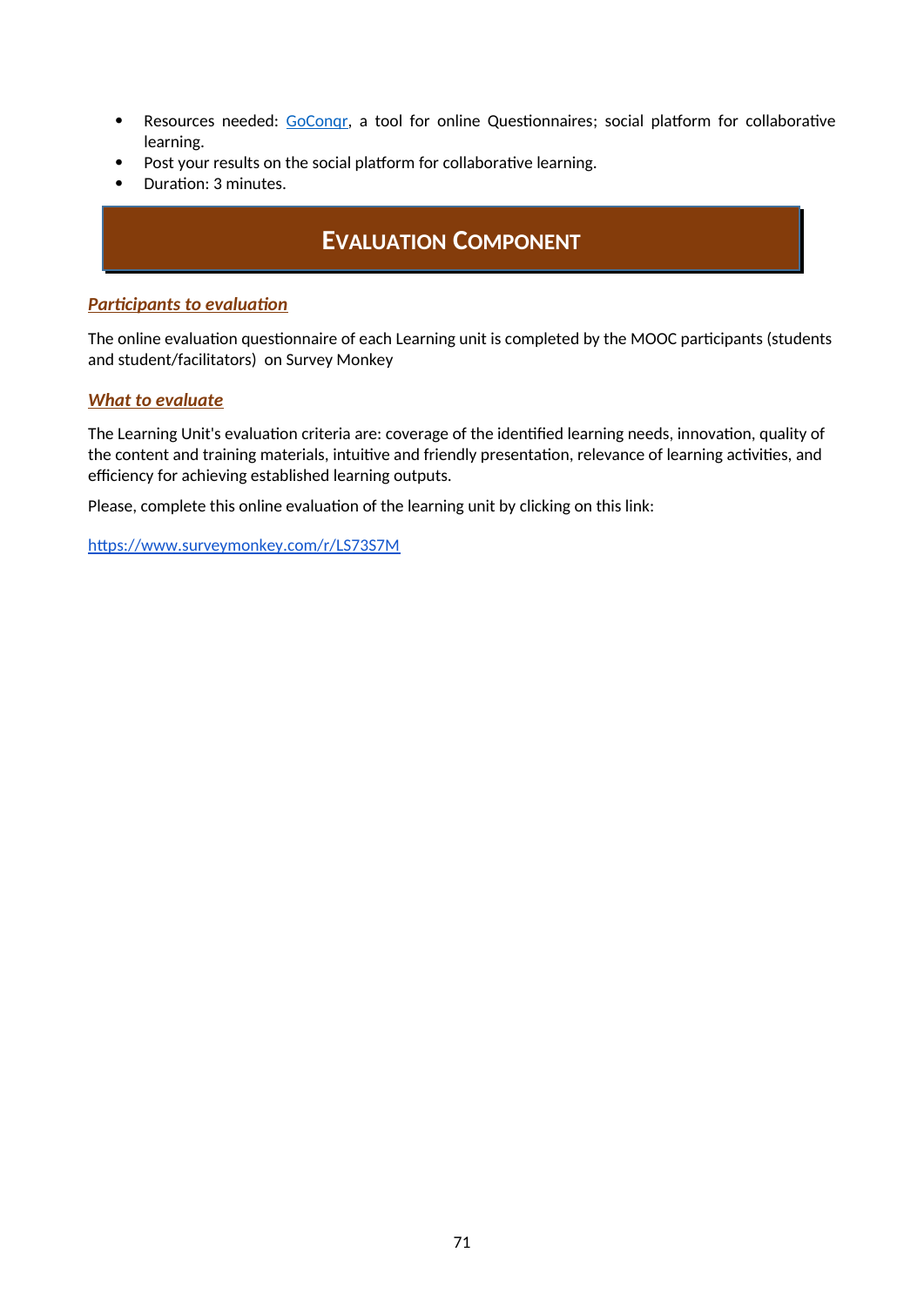- Resources needed: [GoConqr](GoConqr), a tool for online Questionnaires; social platform for collaborative learning.
- Post your results on the social platform for collaborative learning.
- Duration: 3 minutes.

# Evaluation Component

### *Participants to evaluation*

The online evaluation questionnaire of each Learning unit is completed by the MOOC participants (students and student/facilitators)  on Survey Monkey

### *What to evaluate*

The Learning Unit's evaluation criteria are: coverage of the identified learning needs, innovation, quality of the content and training materials, intuitive and friendly presentation, relevance of learning activities, and efficiency for achieving established learning outputs.

Please, complete this online evaluation of the learning unit by clicking on this link:

https://www.surveymonkey.com/r/LS73S7M